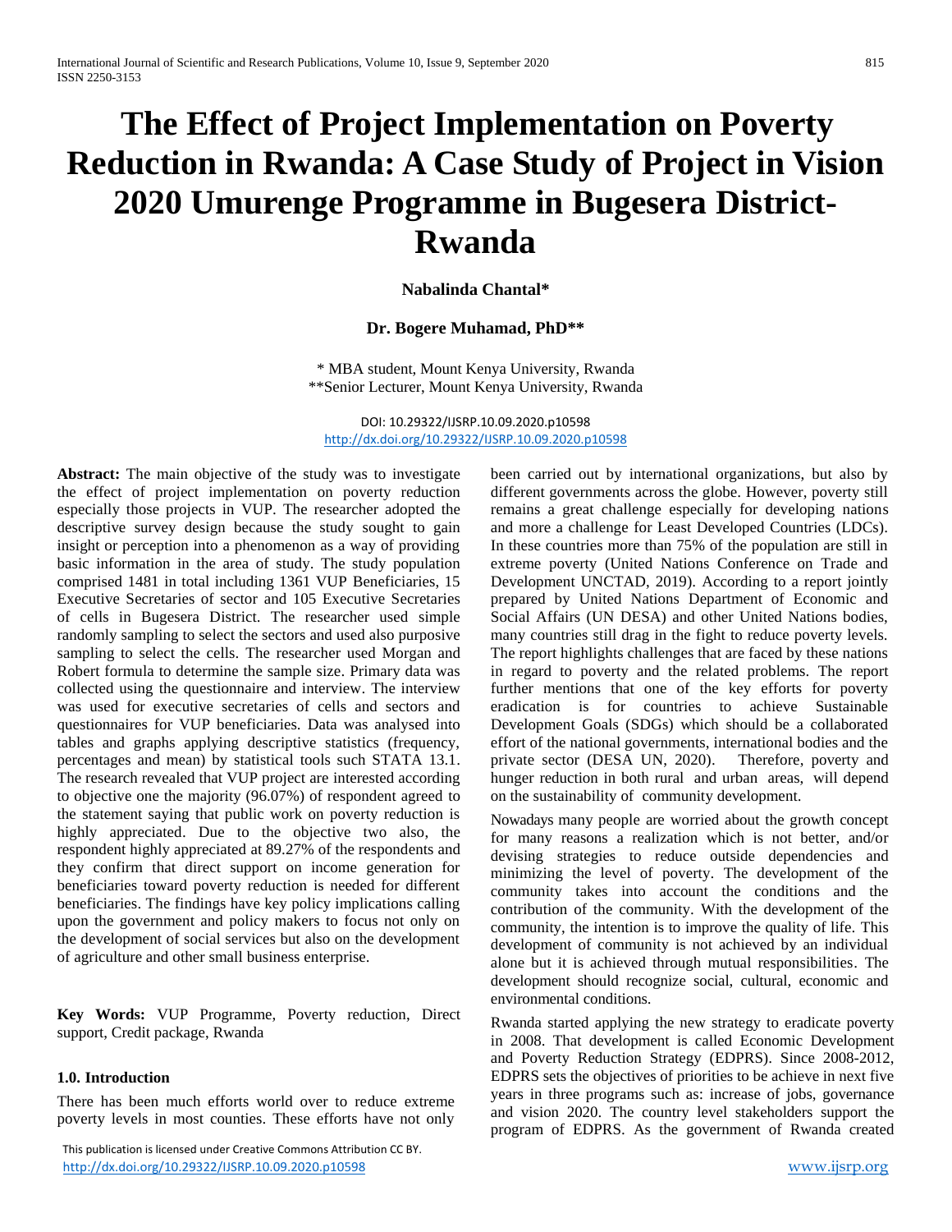# The Effect of Project Implementation on Poverty Reduction in Rwanda: A Case Study of Project in Vision 2020 Umurenge Programme in Bugesera District-Rwanda

**Nabalinda Chantal***

**Dr. Bogere Muhamad, PhD****

\* MBA student, Mount Kenya University, Rwanda
\*\*Senior Lecturer, Mount Kenya University, Rwanda

DOI: 10.29322/IJSRP.10.09.2020.p10598
http://dx.doi.org/10.29322/IJSRP.10.09.2020.p10598

**Abstract:** The main objective of the study was to investigate the effect of project implementation on poverty reduction especially those projects in VUP. The researcher adopted the descriptive survey design because the study sought to gain insight or perception into a phenomenon as a way of providing basic information in the area of study. The study population comprised 1481 in total including 1361 VUP Beneficiaries, 15 Executive Secretaries of sector and 105 Executive Secretaries of cells in Bugesera District. The researcher used simple randomly sampling to select the sectors and used also purposive sampling to select the cells. The researcher used Morgan and Robert formula to determine the sample size. Primary data was collected using the questionnaire and interview. The interview was used for executive secretaries of cells and sectors and questionnaires for VUP beneficiaries. Data was analysed into tables and graphs applying descriptive statistics (frequency, percentages and mean) by statistical tools such STATA 13.1. The research revealed that VUP project are interested according to objective one the majority (96.07%) of respondent agreed to the statement saying that public work on poverty reduction is highly appreciated. Due to the objective two also, the respondent highly appreciated at 89.27% of the respondents and they confirm that direct support on income generation for beneficiaries toward poverty reduction is needed for different beneficiaries. The findings have key policy implications calling upon the government and policy makers to focus not only on the development of social services but also on the development of agriculture and other small business enterprise.

**Key Words:** VUP Programme, Poverty reduction, Direct support, Credit package, Rwanda

## 1.0. Introduction

There has been much efforts world over to reduce extreme poverty levels in most counties. These efforts have not only been carried out by international organizations, but also by different governments across the globe. However, poverty still remains a great challenge especially for developing nations and more a challenge for Least Developed Countries (LDCs). In these countries more than 75% of the population are still in extreme poverty (United Nations Conference on Trade and Development UNCTAD, 2019). According to a report jointly prepared by United Nations Department of Economic and Social Affairs (UN DESA) and other United Nations bodies, many countries still drag in the fight to reduce poverty levels. The report highlights challenges that are faced by these nations in regard to poverty and the related problems. The report further mentions that one of the key efforts for poverty eradication is for countries to achieve Sustainable Development Goals (SDGs) which should be a collaborated effort of the national governments, international bodies and the private sector (DESA UN, 2020). Therefore, poverty and hunger reduction in both rural and urban areas, will depend on the sustainability of community development.

Nowadays many people are worried about the growth concept for many reasons a realization which is not better, and/or devising strategies to reduce outside dependencies and minimizing the level of poverty. The development of the community takes into account the conditions and the contribution of the community. With the development of the community, the intention is to improve the quality of life. This development of community is not achieved by an individual alone but it is achieved through mutual responsibilities. The development should recognize social, cultural, economic and environmental conditions.

Rwanda started applying the new strategy to eradicate poverty in 2008. That development is called Economic Development and Poverty Reduction Strategy (EDPRS). Since 2008-2012, EDPRS sets the objectives of priorities to be achieve in next five years in three programs such as: increase of jobs, governance and vision 2020. The country level stakeholders support the program of EDPRS. As the government of Rwanda created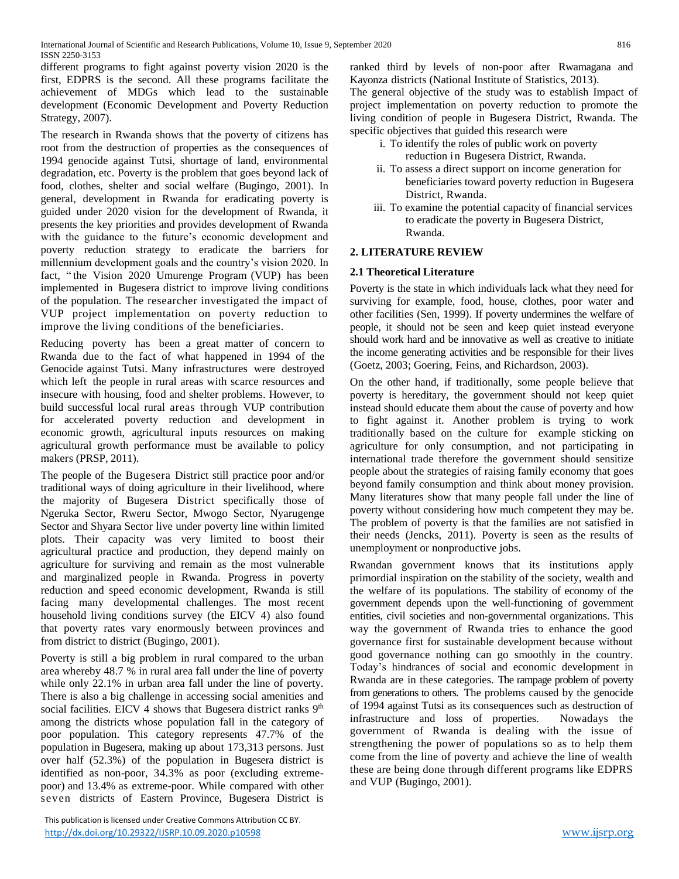different programs to fight against poverty vision 2020 is the first, EDPRS is the second. All these programs facilitate the achievement of MDGs which lead to the sustainable development (Economic Development and Poverty Reduction Strategy, 2007).

The research in Rwanda shows that the poverty of citizens has root from the destruction of properties as the consequences of 1994 genocide against Tutsi, shortage of land, environmental degradation, etc. Poverty is the problem that goes beyond lack of food, clothes, shelter and social welfare (Bugingo, 2001). In general, development in Rwanda for eradicating poverty is guided under 2020 vision for the development of Rwanda, it presents the key priorities and provides development of Rwanda with the guidance to the future's economic development and poverty reduction strategy to eradicate the barriers for millennium development goals and the country's vision 2020. In fact, " the Vision 2020 Umurenge Program (VUP) has been implemented in Bugesera district to improve living conditions of the population. The researcher investigated the impact of VUP project implementation on poverty reduction to improve the living conditions of the beneficiaries.

Reducing poverty has been a great matter of concern to Rwanda due to the fact of what happened in 1994 of the Genocide against Tutsi. Many infrastructures were destroyed which left the people in rural areas with scarce resources and insecure with housing, food and shelter problems. However, to build successful local rural areas through VUP contribution for accelerated poverty reduction and development in economic growth, agricultural inputs resources on making agricultural growth performance must be available to policy makers (PRSP, 2011).

The people of the Bugesera District still practice poor and/or traditional ways of doing agriculture in their livelihood, where the majority of Bugesera District specifically those of Ngeruka Sector, Rweru Sector, Mwogo Sector, Nyarugenge Sector and Shyara Sector live under poverty line within limited plots. Their capacity was very limited to boost their agricultural practice and production, they depend mainly on agriculture for surviving and remain as the most vulnerable and marginalized people in Rwanda. Progress in poverty reduction and speed economic development, Rwanda is still facing many developmental challenges. The most recent household living conditions survey (the EICV 4) also found that poverty rates vary enormously between provinces and from district to district (Bugingo, 2001).

Poverty is still a big problem in rural compared to the urban area whereby 48.7 % in rural area fall under the line of poverty while only 22.1% in urban area fall under the line of poverty. There is also a big challenge in accessing social amenities and social facilities. EICV 4 shows that Bugesera district ranks 9th among the districts whose population fall in the category of poor population. This category represents 47.7% of the population in Bugesera, making up about 173,313 persons. Just over half (52.3%) of the population in Bugesera district is identified as non-poor, 34.3% as poor (excluding extreme-poor) and 13.4% as extreme-poor. While compared with other seven districts of Eastern Province, Bugesera District is ranked third by levels of non-poor after Rwamagana and Kayonza districts (National Institute of Statistics, 2013).

The general objective of the study was to establish Impact of project implementation on poverty reduction to promote the living condition of people in Bugesera District, Rwanda. The specific objectives that guided this research were

i. To identify the roles of public work on poverty reduction in Bugesera District, Rwanda.
ii. To assess a direct support on income generation for beneficiaries toward poverty reduction in Bugesera District, Rwanda.
iii. To examine the potential capacity of financial services to eradicate the poverty in Bugesera District, Rwanda.

## 2. LITERATURE REVIEW

### 2.1 Theoretical Literature

Poverty is the state in which individuals lack what they need for surviving for example, food, house, clothes, poor water and other facilities (Sen, 1999). If poverty undermines the welfare of people, it should not be seen and keep quiet instead everyone should work hard and be innovative as well as creative to initiate the income generating activities and be responsible for their lives (Goetz, 2003; Goering, Feins, and Richardson, 2003).

On the other hand, if traditionally, some people believe that poverty is hereditary, the government should not keep quiet instead should educate them about the cause of poverty and how to fight against it. Another problem is trying to work traditionally based on the culture for example sticking on agriculture for only consumption, and not participating in international trade therefore the government should sensitize people about the strategies of raising family economy that goes beyond family consumption and think about money provision. Many literatures show that many people fall under the line of poverty without considering how much competent they may be. The problem of poverty is that the families are not satisfied in their needs (Jencks, 2011). Poverty is seen as the results of unemployment or nonproductive jobs.

Rwandan government knows that its institutions apply primordial inspiration on the stability of the society, wealth and the welfare of its populations. The stability of economy of the government depends upon the well-functioning of government entities, civil societies and non-governmental organizations. This way the government of Rwanda tries to enhance the good governance first for sustainable development because without good governance nothing can go smoothly in the country. Today's hindrances of social and economic development in Rwanda are in these categories. The rampage problem of poverty from generations to others. The problems caused by the genocide of 1994 against Tutsi as its consequences such as destruction of infrastructure and loss of properties. Nowadays the government of Rwanda is dealing with the issue of strengthening the power of populations so as to help them come from the line of poverty and achieve the line of wealth these are being done through different programs like EDPRS and VUP (Bugingo, 2001).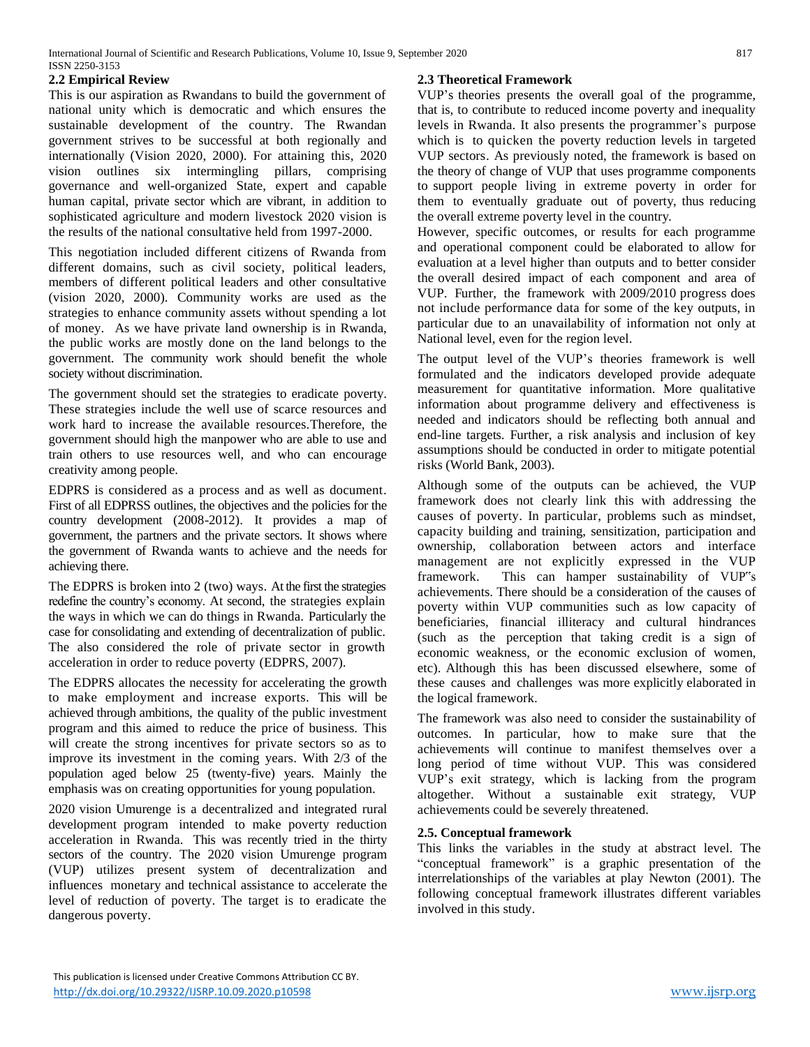## 2.2 Empirical Review

This is our aspiration as Rwandans to build the government of national unity which is democratic and which ensures the sustainable development of the country. The Rwandan government strives to be successful at both regionally and internationally (Vision 2020, 2000). For attaining this, 2020 vision outlines six intermingling pillars, comprising governance and well-organized State, expert and capable human capital, private sector which are vibrant, in addition to sophisticated agriculture and modern livestock 2020 vision is the results of the national consultative held from 1997-2000.

This negotiation included different citizens of Rwanda from different domains, such as civil society, political leaders, members of different political leaders and other consultative (vision 2020, 2000). Community works are used as the strategies to enhance community assets without spending a lot of money. As we have private land ownership is in Rwanda, the public works are mostly done on the land belongs to the government. The community work should benefit the whole society without discrimination.

The government should set the strategies to eradicate poverty. These strategies include the well use of scarce resources and work hard to increase the available resources.Therefore, the government should high the manpower who are able to use and train others to use resources well, and who can encourage creativity among people.

EDPRS is considered as a process and as well as document. First of all EDPRSS outlines, the objectives and the policies for the country development (2008-2012). It provides a map of government, the partners and the private sectors. It shows where the government of Rwanda wants to achieve and the needs for achieving there.

The EDPRS is broken into 2 (two) ways. At the first the strategies redefine the country's economy. At second, the strategies explain the ways in which we can do things in Rwanda. Particularly the case for consolidating and extending of decentralization of public. The also considered the role of private sector in growth acceleration in order to reduce poverty (EDPRS, 2007).

The EDPRS allocates the necessity for accelerating the growth to make employment and increase exports. This will be achieved through ambitions, the quality of the public investment program and this aimed to reduce the price of business. This will create the strong incentives for private sectors so as to improve its investment in the coming years. With 2/3 of the population aged below 25 (twenty-five) years. Mainly the emphasis was on creating opportunities for young population.

2020 vision Umurenge is a decentralized and integrated rural development program intended to make poverty reduction acceleration in Rwanda. This was recently tried in the thirty sectors of the country. The 2020 vision Umurenge program (VUP) utilizes present system of decentralization and influences monetary and technical assistance to accelerate the level of reduction of poverty. The target is to eradicate the dangerous poverty.

## 2.3 Theoretical Framework

VUP's theories presents the overall goal of the programme, that is, to contribute to reduced income poverty and inequality levels in Rwanda. It also presents the programmer's purpose which is to quicken the poverty reduction levels in targeted VUP sectors. As previously noted, the framework is based on the theory of change of VUP that uses programme components to support people living in extreme poverty in order for them to eventually graduate out of poverty, thus reducing the overall extreme poverty level in the country.

However, specific outcomes, or results for each programme and operational component could be elaborated to allow for evaluation at a level higher than outputs and to better consider the overall desired impact of each component and area of VUP. Further, the framework with 2009/2010 progress does not include performance data for some of the key outputs, in particular due to an unavailability of information not only at National level, even for the region level.

The output level of the VUP's theories framework is well formulated and the indicators developed provide adequate measurement for quantitative information. More qualitative information about programme delivery and effectiveness is needed and indicators should be reflecting both annual and end-line targets. Further, a risk analysis and inclusion of key assumptions should be conducted in order to mitigate potential risks (World Bank, 2003).

Although some of the outputs can be achieved, the VUP framework does not clearly link this with addressing the causes of poverty. In particular, problems such as mindset, capacity building and training, sensitization, participation and ownership, collaboration between actors and interface management are not explicitly expressed in the VUP framework. This can hamper sustainability of VUP"s achievements. There should be a consideration of the causes of poverty within VUP communities such as low capacity of beneficiaries, financial illiteracy and cultural hindrances (such as the perception that taking credit is a sign of economic weakness, or the economic exclusion of women, etc). Although this has been discussed elsewhere, some of these causes and challenges was more explicitly elaborated in the logical framework.

The framework was also need to consider the sustainability of outcomes. In particular, how to make sure that the achievements will continue to manifest themselves over a long period of time without VUP. This was considered VUP's exit strategy, which is lacking from the program altogether. Without a sustainable exit strategy, VUP achievements could be severely threatened.

## 2.5. Conceptual framework

This links the variables in the study at abstract level. The "conceptual framework" is a graphic presentation of the interrelationships of the variables at play Newton (2001). The following conceptual framework illustrates different variables involved in this study.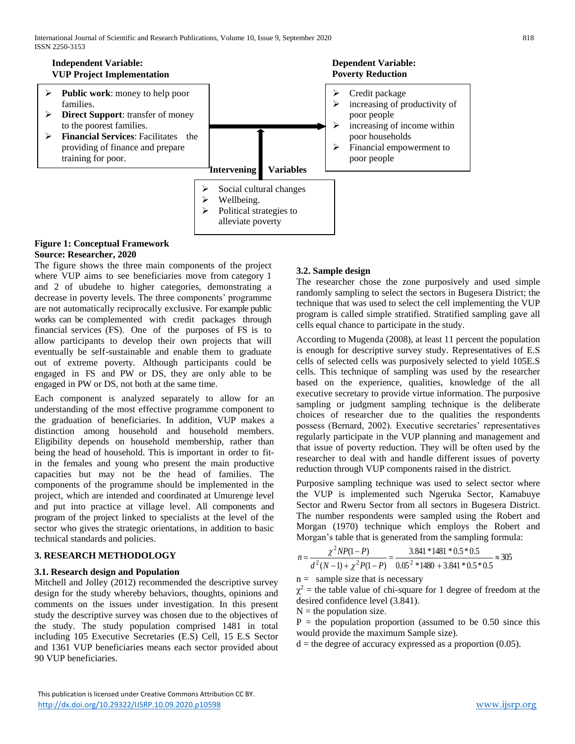**Independent Variable: VUP Project Implementation**

- **Public work**: money to help poor families.
- **Direct Support**: transfer of money to the poorest families.
- **Financial Services**: Facilitates the providing of finance and prepare training for poor.

**Dependent Variable: Poverty Reduction**

- Credit package
- increasing of productivity of poor people
- increasing of income within poor households
- Financial empowerment to poor people

**Intervening Variables**

- Social cultural changes
- Wellbeing.
- Political strategies to alleviate poverty

**Figure 1: Conceptual Framework**
**Source: Researcher, 2020**

The figure shows the three main components of the project where VUP aims to see beneficiaries move from category 1 and 2 of ubudehe to higher categories, demonstrating a decrease in poverty levels. The three components' programme are not automatically reciprocally exclusive. For example public works can be complemented with credit packages through financial services (FS). One of the purposes of FS is to allow participants to develop their own projects that will eventually be self-sustainable and enable them to graduate out of extreme poverty. Although participants could be engaged in FS and PW or DS, they are only able to be engaged in PW or DS, not both at the same time.

Each component is analyzed separately to allow for an understanding of the most effective programme component to the graduation of beneficiaries. In addition, VUP makes a distinction among household and household members. Eligibility depends on household membership, rather than being the head of household. This is important in order to fit-in the females and young who present the main productive capacities but may not be the head of families. The components of the programme should be implemented in the project, which are intended and coordinated at Umurenge level and put into practice at village level. All components and program of the project linked to specialists at the level of the sector who gives the strategic orientations, in addition to basic technical standards and policies.

## 3. RESEARCH METHODOLOGY

### 3.1. Research design and Population

Mitchell and Jolley (2012) recommended the descriptive survey design for the study whereby behaviors, thoughts, opinions and comments on the issues under investigation. In this present study the descriptive survey was chosen due to the objectives of the study. The study population comprised 1481 in total including 105 Executive Secretaries (E.S) Cell, 15 E.S Sector and 1361 VUP beneficiaries means each sector provided about 90 VUP beneficiaries.

### 3.2. Sample design

The researcher chose the zone purposively and used simple randomly sampling to select the sectors in Bugesera District; the technique that was used to select the cell implementing the VUP program is called simple stratified. Stratified sampling gave all cells equal chance to participate in the study.

According to Mugenda (2008), at least 11 percent the population is enough for descriptive survey study. Representatives of E.S cells of selected cells was purposively selected to yield 105E.S cells. This technique of sampling was used by the researcher based on the experience, qualities, knowledge of the all executive secretary to provide virtue information. The purposive sampling or judgment sampling technique is the deliberate choices of researcher due to the qualities the respondents possess (Bernard, 2002). Executive secretaries' representatives regularly participate in the VUP planning and management and that issue of poverty reduction. They will be often used by the researcher to deal with and handle different issues of poverty reduction through VUP components raised in the district.

Purposive sampling technique was used to select sector where the VUP is implemented such Ngeruka Sector, Kamabuye Sector and Rweru Sector from all sectors in Bugesera District. The number respondents were sampled using the Robert and Morgan (1970) technique which employs the Robert and Morgan's table that is generated from the sampling formula:

$$n = \frac{\chi^2 NP(1-P)}{d^2(N-1) + \chi^2 P(1-P)} = \frac{3.841 * 1481 * 0.5 * 0.5}{0.05^2 * 1480 + 3.841 * 0.5 * 0.5} \approx 305$$

$n$ = sample size that is necessary

$\chi^2$ = the table value of chi-square for 1 degree of freedom at the desired confidence level (3.841).

$N$ = the population size.

$P$ = the population proportion (assumed to be 0.50 since this would provide the maximum Sample size).

$d$ = the degree of accuracy expressed as a proportion (0.05).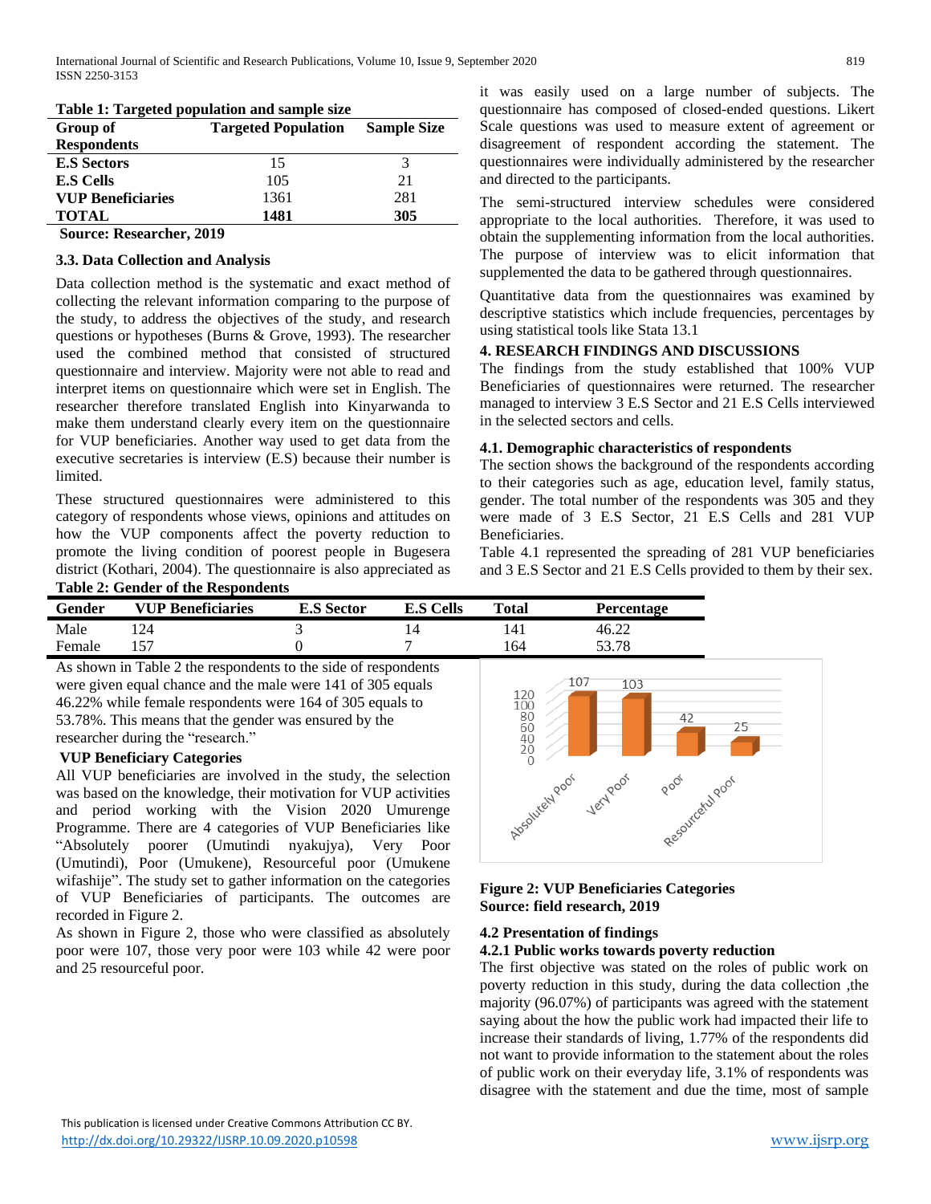**Table 1: Targeted population and sample size**

| Group of Respondents | Targeted Population | Sample Size |
|---|---|---|
| **E.S Sectors** | 15 | 3 |
| **E.S Cells** | 105 | 21 |
| **VUP Beneficiaries** | 1361 | 281 |
| **TOTAL** | **1481** | **305** |

**Source: Researcher, 2019**

### 3.3. Data Collection and Analysis

Data collection method is the systematic and exact method of collecting the relevant information comparing to the purpose of the study, to address the objectives of the study, and research questions or hypotheses (Burns & Grove, 1993). The researcher used the combined method that consisted of structured questionnaire and interview. Majority were not able to read and interpret items on questionnaire which were set in English. The researcher therefore translated English into Kinyarwanda to make them understand clearly every item on the questionnaire for VUP beneficiaries. Another way used to get data from the executive secretaries is interview (E.S) because their number is limited.

These structured questionnaires were administered to this category of respondents whose views, opinions and attitudes on how the VUP components affect the poverty reduction to promote the living condition of poorest people in Bugesera district (Kothari, 2004). The questionnaire is also appreciated as it was easily used on a large number of subjects. The questionnaire has composed of closed-ended questions. Likert Scale questions was used to measure extent of agreement or disagreement of respondent according the statement. The questionnaires were individually administered by the researcher and directed to the participants.

The semi-structured interview schedules were considered appropriate to the local authorities. Therefore, it was used to obtain the supplementing information from the local authorities. The purpose of interview was to elicit information that supplemented the data to be gathered through questionnaires.

Quantitative data from the questionnaires was examined by descriptive statistics which include frequencies, percentages by using statistical tools like Stata 13.1

## 4. RESEARCH FINDINGS AND DISCUSSIONS

The findings from the study established that 100% VUP Beneficiaries of questionnaires were returned. The researcher managed to interview 3 E.S Sector and 21 E.S Cells interviewed in the selected sectors and cells.

### 4.1. Demographic characteristics of respondents

The section shows the background of the respondents according to their categories such as age, education level, family status, gender. The total number of the respondents was 305 and they were made of 3 E.S Sector, 21 E.S Cells and 281 VUP Beneficiaries.

Table 4.1 represented the spreading of 281 VUP beneficiaries and 3 E.S Sector and 21 E.S Cells provided to them by their sex.

**Table 2: Gender of the Respondents**

| Gender | VUP Beneficiaries | E.S Sector | E.S Cells | Total | Percentage |
|---|---|---|---|---|---|
| Male | 124 | 3 | 14 | 141 | 46.22 |
| Female | 157 | 0 | 7 | 164 | 53.78 |

As shown in Table 2 the respondents to the side of respondents were given equal chance and the male were 141 of 305 equals 46.22% while female respondents were 164 of 305 equals to 53.78%. This means that the gender was ensured by the researcher during the "research."

**VUP Beneficiary Categories**

All VUP beneficiaries are involved in the study, the selection was based on the knowledge, their motivation for VUP activities and period working with the Vision 2020 Umurenge Programme. There are 4 categories of VUP Beneficiaries like "Absolutely poorer (Umutindi nyakujya), Very Poor (Umutindi), Poor (Umukene), Resourceful poor (Umukene wifashije". The study set to gather information on the categories of VUP Beneficiaries of participants. The outcomes are recorded in Figure 2.

**Figure 2: VUP Beneficiaries Categories**
**Source: field research, 2019**

As shown in Figure 2, those who were classified as absolutely poor were 107, those very poor were 103 while 42 were poor and 25 resourceful poor.

### 4.2 Presentation of findings

#### 4.2.1 Public works towards poverty reduction

The first objective was stated on the roles of public work on poverty reduction in this study, during the data collection ,the majority (96.07%) of participants was agreed with the statement saying about the how the public work had impacted their life to increase their standards of living, 1.77% of the respondents did not want to provide information to the statement about the roles of public work on their everyday life, 3.1% of respondents was disagree with the statement and due the time, most of sample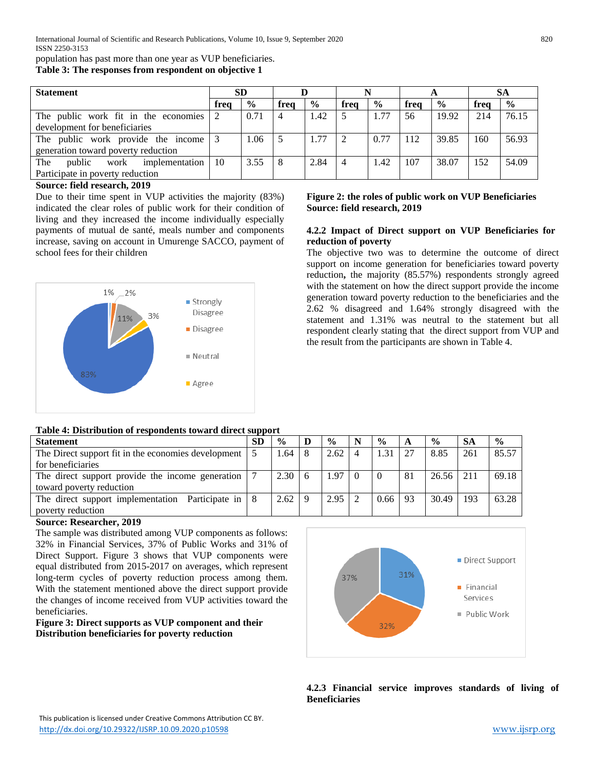population has past more than one year as VUP beneficiaries.

**Table 3: The responses from respondent on objective 1**

| Statement | SD | | D | | N | | A | | SA | |
|---|---|---|---|---|---|---|---|---|---|---|
| | freq | % | freq | % | freq | % | freq | % | freq | % |
| The public work fit in the economies development for beneficiaries | 2 | 0.71 | 4 | 1.42 | 5 | 1.77 | 56 | 19.92 | 214 | 76.15 |
| The public work provide the income generation toward poverty reduction | 3 | 1.06 | 5 | 1.77 | 2 | 0.77 | 112 | 39.85 | 160 | 56.93 |
| The public work implementation Participate in poverty reduction | 10 | 3.55 | 8 | 2.84 | 4 | 1.42 | 107 | 38.07 | 152 | 54.09 |

**Source: field research, 2019**

Due to their time spent in VUP activities the majority (83%) indicated the clear roles of public work for their condition of living and they increased the income individually especially payments of mutual de santé, meals number and components increase, saving on account in Umurenge SACCO, payment of school fees for their children

**Figure 2: the roles of public work on VUP Beneficiaries**
**Source: field research, 2019**

### 4.2.2 Impact of Direct support on VUP Beneficiaries for reduction of poverty

The objective two was to determine the outcome of direct support on income generation for beneficiaries toward poverty reduction**,** the majority (85.57%) respondents strongly agreed with the statement on how the direct support provide the income generation toward poverty reduction to the beneficiaries and the 2.62 % disagreed and 1.64% strongly disagreed with the statement and 1.31% was neutral to the statement but all respondent clearly stating that the direct support from VUP and the result from the participants are shown in Table 4.

**Table 4: Distribution of respondents toward direct support**

| Statement | SD | % | D | % | N | % | A | % | SA | % |
|---|---|---|---|---|---|---|---|---|---|---|
| The Direct support fit in the economies development for beneficiaries | 5 | 1.64 | 8 | 2.62 | 4 | 1.31 | 27 | 8.85 | 261 | 85.57 |
| The direct support provide the income generation toward poverty reduction | 7 | 2.30 | 6 | 1.97 | 0 | 0 | 81 | 26.56 | 211 | 69.18 |
| The direct support implementation Participate in poverty reduction | 8 | 2.62 | 9 | 2.95 | 2 | 0.66 | 93 | 30.49 | 193 | 63.28 |

**Source: Researcher, 2019**

The sample was distributed among VUP components as follows: 32% in Financial Services, 37% of Public Works and 31% of Direct Support. Figure 3 shows that VUP components were equal distributed from 2015-2017 on averages, which represent long-term cycles of poverty reduction process among them. With the statement mentioned above the direct support provide the changes of income received from VUP activities toward the beneficiaries.

**Figure 3: Direct supports as VUP component and their Distribution beneficiaries for poverty reduction**

### 4.2.3 Financial service improves standards of living of Beneficiaries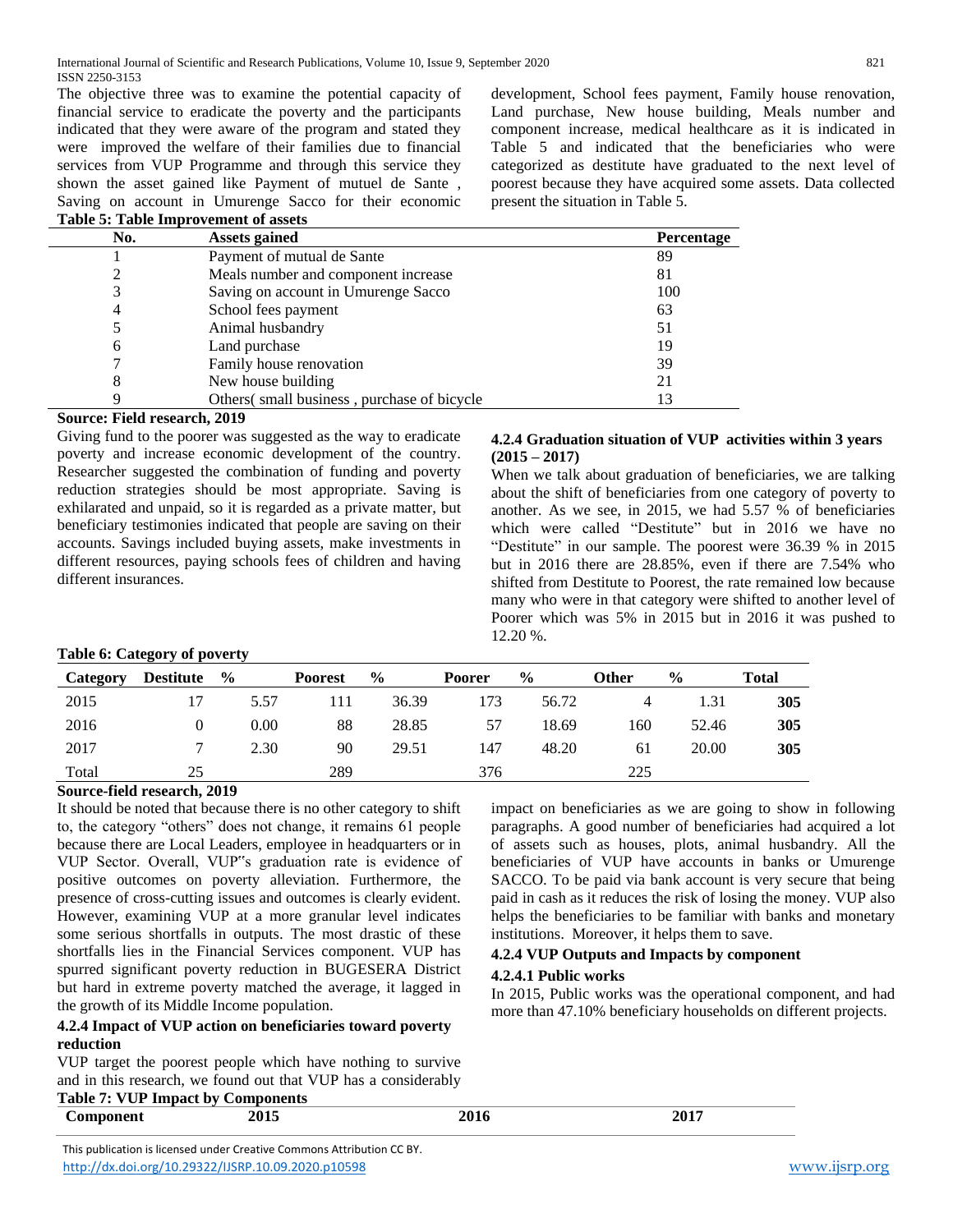The objective three was to examine the potential capacity of financial service to eradicate the poverty and the participants indicated that they were aware of the program and stated they were improved the welfare of their families due to financial services from VUP Programme and through this service they shown the asset gained like Payment of mutuel de Sante , Saving on account in Umurenge Sacco for their economic development, School fees payment, Family house renovation, Land purchase, New house building, Meals number and component increase, medical healthcare as it is indicated in Table 5 and indicated that the beneficiaries who were categorized as destitute have graduated to the next level of poorest because they have acquired some assets. Data collected present the situation in Table 5.

**Table 5: Table Improvement of assets**

| No. | Assets gained | Percentage |
|---|---|---|
| 1 | Payment of mutual de Sante | 89 |
| 2 | Meals number and component increase | 81 |
| 3 | Saving on account in Umurenge Sacco | 100 |
| 4 | School fees payment | 63 |
| 5 | Animal husbandry | 51 |
| 6 | Land purchase | 19 |
| 7 | Family house renovation | 39 |
| 8 | New house building | 21 |
| 9 | Others( small business , purchase of bicycle | 13 |

**Source: Field research, 2019**

Giving fund to the poorer was suggested as the way to eradicate poverty and increase economic development of the country. Researcher suggested the combination of funding and poverty reduction strategies should be most appropriate. Saving is exhilarated and unpaid, so it is regarded as a private matter, but beneficiary testimonies indicated that people are saving on their accounts. Savings included buying assets, make investments in different resources, paying schools fees of children and having different insurances.

#### 4.2.4 Graduation situation of VUP activities within 3 years (2015 – 2017)

When we talk about graduation of beneficiaries, we are talking about the shift of beneficiaries from one category of poverty to another. As we see, in 2015, we had 5.57 % of beneficiaries which were called "Destitute" but in 2016 we have no "Destitute" in our sample. The poorest were 36.39 % in 2015 but in 2016 there are 28.85%, even if there are 7.54% who shifted from Destitute to Poorest, the rate remained low because many who were in that category were shifted to another level of Poorer which was 5% in 2015 but in 2016 it was pushed to 12.20 %.

**Table 6: Category of poverty**

| Category | Destitute | % | Poorest | % | Poorer | % | Other | % | Total |
|---|---|---|---|---|---|---|---|---|---|
| 2015 | 17 | 5.57 | 111 | 36.39 | 173 | 56.72 | 4 | 1.31 | **305** |
| 2016 | 0 | 0.00 | 88 | 28.85 | 57 | 18.69 | 160 | 52.46 | **305** |
| 2017 | 7 | 2.30 | 90 | 29.51 | 147 | 48.20 | 61 | 20.00 | **305** |
| Total | 25 | | 289 | | 376 | | 225 | | |

**Source-field research, 2019**

It should be noted that because there is no other category to shift to, the category "others" does not change, it remains 61 people because there are Local Leaders, employee in headquarters or in VUP Sector. Overall, VUP"s graduation rate is evidence of positive outcomes on poverty alleviation. Furthermore, the presence of cross-cutting issues and outcomes is clearly evident. However, examining VUP at a more granular level indicates some serious shortfalls in outputs. The most drastic of these shortfalls lies in the Financial Services component. VUP has spurred significant poverty reduction in BUGESERA District but hard in extreme poverty matched the average, it lagged in the growth of its Middle Income population.

#### 4.2.4 Impact of VUP action on beneficiaries toward poverty reduction

VUP target the poorest people which have nothing to survive and in this research, we found out that VUP has a considerably impact on beneficiaries as we are going to show in following paragraphs. A good number of beneficiaries had acquired a lot of assets such as houses, plots, animal husbandry. All the beneficiaries of VUP have accounts in banks or Umurenge SACCO. To be paid via bank account is very secure that being paid in cash as it reduces the risk of losing the money. VUP also helps the beneficiaries to be familiar with banks and monetary institutions. Moreover, it helps them to save.

#### 4.2.4 VUP Outputs and Impacts by component

##### 4.2.4.1 Public works

In 2015, Public works was the operational component, and had more than 47.10% beneficiary households on different projects.

**Table 7: VUP Impact by Components**

| Component | 2015 | 2016 | 2017 |
|---|---|---|---|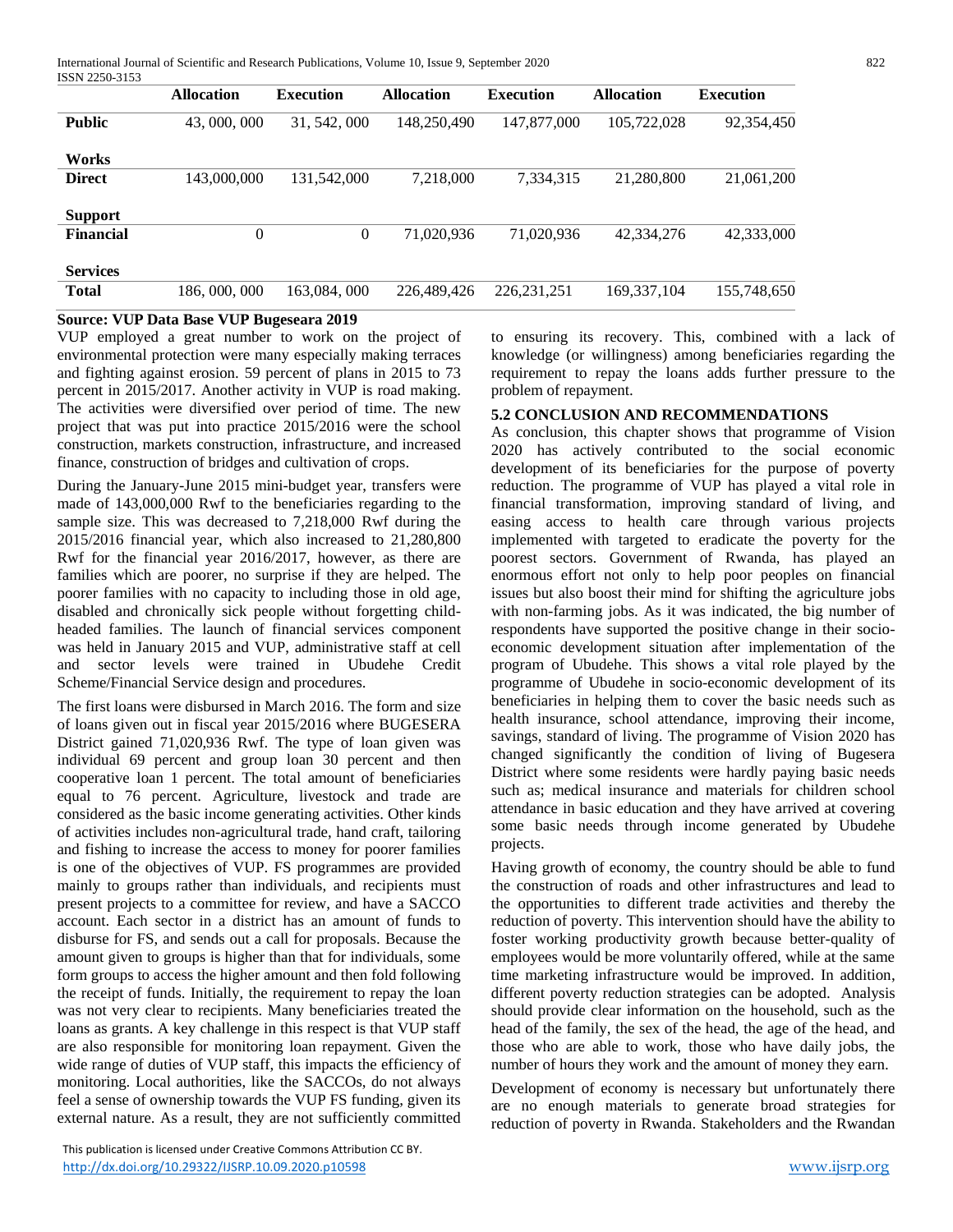| | Allocation | Execution | Allocation | Execution | Allocation | Execution |
|---|---|---|---|---|---|---|
| **Public Works** | 43, 000, 000 | 31, 542, 000 | 148,250,490 | 147,877,000 | 105,722,028 | 92,354,450 |
| **Direct Support** | 143,000,000 | 131,542,000 | 7,218,000 | 7,334,315 | 21,280,800 | 21,061,200 |
| **Financial Services** | 0 | 0 | 71,020,936 | 71,020,936 | 42,334,276 | 42,333,000 |
| **Total** | 186, 000, 000 | 163,084, 000 | 226,489,426 | 226,231,251 | 169,337,104 | 155,748,650 |

**Source: VUP Data Base VUP Bugeseara 2019**

VUP employed a great number to work on the project of environmental protection were many especially making terraces and fighting against erosion. 59 percent of plans in 2015 to 73 percent in 2015/2017. Another activity in VUP is road making. The activities were diversified over period of time. The new project that was put into practice 2015/2016 were the school construction, markets construction, infrastructure, and increased finance, construction of bridges and cultivation of crops.

During the January-June 2015 mini-budget year, transfers were made of 143,000,000 Rwf to the beneficiaries regarding to the sample size. This was decreased to 7,218,000 Rwf during the 2015/2016 financial year, which also increased to 21,280,800 Rwf for the financial year 2016/2017, however, as there are families which are poorer, no surprise if they are helped. The poorer families with no capacity to including those in old age, disabled and chronically sick people without forgetting child-headed families. The launch of financial services component was held in January 2015 and VUP, administrative staff at cell and sector levels were trained in Ubudehe Credit Scheme/Financial Service design and procedures.

The first loans were disbursed in March 2016. The form and size of loans given out in fiscal year 2015/2016 where BUGESERA District gained 71,020,936 Rwf. The type of loan given was individual 69 percent and group loan 30 percent and then cooperative loan 1 percent. The total amount of beneficiaries equal to 76 percent. Agriculture, livestock and trade are considered as the basic income generating activities. Other kinds of activities includes non-agricultural trade, hand craft, tailoring and fishing to increase the access to money for poorer families is one of the objectives of VUP. FS programmes are provided mainly to groups rather than individuals, and recipients must present projects to a committee for review, and have a SACCO account. Each sector in a district has an amount of funds to disburse for FS, and sends out a call for proposals. Because the amount given to groups is higher than that for individuals, some form groups to access the higher amount and then fold following the receipt of funds. Initially, the requirement to repay the loan was not very clear to recipients. Many beneficiaries treated the loans as grants. A key challenge in this respect is that VUP staff are also responsible for monitoring loan repayment. Given the wide range of duties of VUP staff, this impacts the efficiency of monitoring. Local authorities, like the SACCOs, do not always feel a sense of ownership towards the VUP FS funding, given its external nature. As a result, they are not sufficiently committed to ensuring its recovery. This, combined with a lack of knowledge (or willingness) among beneficiaries regarding the requirement to repay the loans adds further pressure to the problem of repayment.

### 5.2 CONCLUSION AND RECOMMENDATIONS

As conclusion, this chapter shows that programme of Vision 2020 has actively contributed to the social economic development of its beneficiaries for the purpose of poverty reduction. The programme of VUP has played a vital role in financial transformation, improving standard of living, and easing access to health care through various projects implemented with targeted to eradicate the poverty for the poorest sectors. Government of Rwanda, has played an enormous effort not only to help poor peoples on financial issues but also boost their mind for shifting the agriculture jobs with non-farming jobs. As it was indicated, the big number of respondents have supported the positive change in their socio-economic development situation after implementation of the program of Ubudehe. This shows a vital role played by the programme of Ubudehe in socio-economic development of its beneficiaries in helping them to cover the basic needs such as health insurance, school attendance, improving their income, savings, standard of living. The programme of Vision 2020 has changed significantly the condition of living of Bugesera District where some residents were hardly paying basic needs such as; medical insurance and materials for children school attendance in basic education and they have arrived at covering some basic needs through income generated by Ubudehe projects.

Having growth of economy, the country should be able to fund the construction of roads and other infrastructures and lead to the opportunities to different trade activities and thereby the reduction of poverty. This intervention should have the ability to foster working productivity growth because better-quality of employees would be more voluntarily offered, while at the same time marketing infrastructure would be improved. In addition, different poverty reduction strategies can be adopted. Analysis should provide clear information on the household, such as the head of the family, the sex of the head, the age of the head, and those who are able to work, those who have daily jobs, the number of hours they work and the amount of money they earn.

Development of economy is necessary but unfortunately there are no enough materials to generate broad strategies for reduction of poverty in Rwanda. Stakeholders and the Rwandan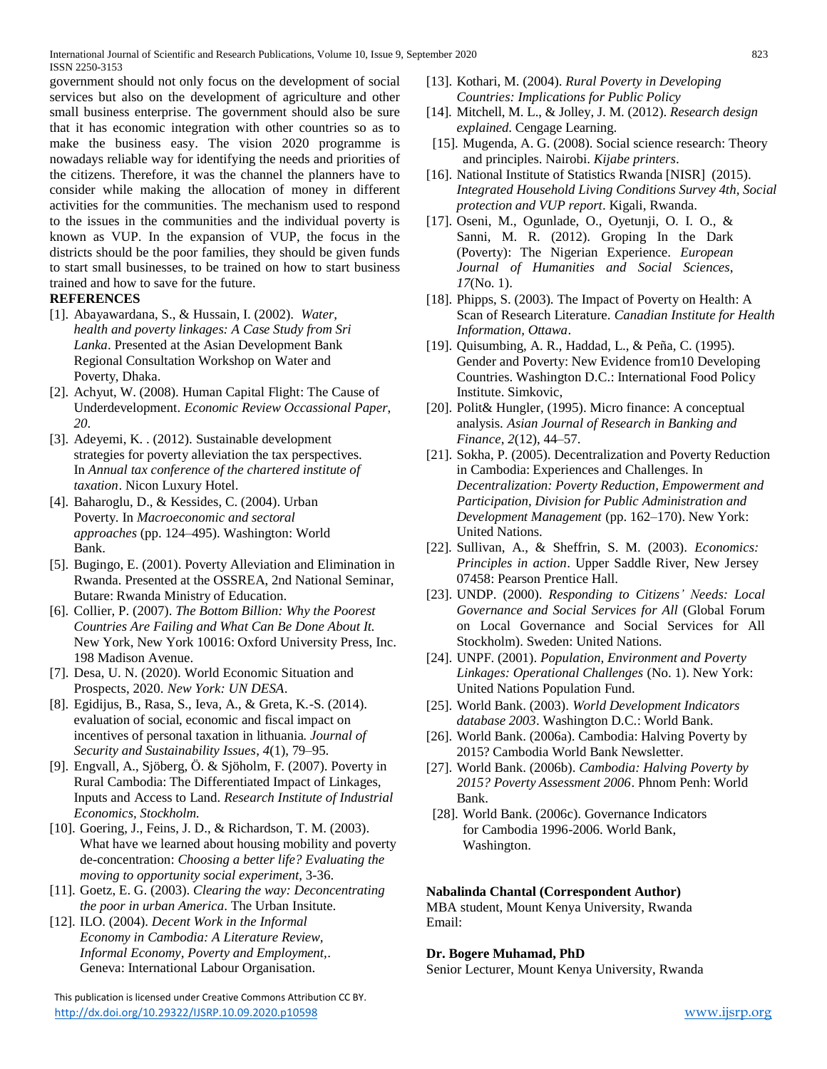government should not only focus on the development of social services but also on the development of agriculture and other small business enterprise. The government should also be sure that it has economic integration with other countries so as to make the business easy. The vision 2020 programme is nowadays reliable way for identifying the needs and priorities of the citizens. Therefore, it was the channel the planners have to consider while making the allocation of money in different activities for the communities. The mechanism used to respond to the issues in the communities and the individual poverty is known as VUP. In the expansion of VUP, the focus in the districts should be the poor families, they should be given funds to start small businesses, to be trained on how to start business trained and how to save for the future.

## REFERENCES

[1]. Abayawardana, S., & Hussain, I. (2002). *Water, health and poverty linkages: A Case Study from Sri Lanka*. Presented at the Asian Development Bank Regional Consultation Workshop on Water and Poverty, Dhaka.

[2]. Achyut, W. (2008). Human Capital Flight: The Cause of Underdevelopment. *Economic Review Occassional Paper, 20*.

[3]. Adeyemi, K. . (2012). Sustainable development strategies for poverty alleviation the tax perspectives. In *Annual tax conference of the chartered institute of taxation*. Nicon Luxury Hotel.

[4]. Baharoglu, D., & Kessides, C. (2004). Urban Poverty. In *Macroeconomic and sectoral approaches* (pp. 124–495). Washington: World Bank.

[5]. Bugingo, E. (2001). Poverty Alleviation and Elimination in Rwanda. Presented at the OSSREA, 2nd National Seminar, Butare: Rwanda Ministry of Education.

[6]. Collier, P. (2007). *The Bottom Billion: Why the Poorest Countries Are Failing and What Can Be Done About It.* New York, New York 10016: Oxford University Press, Inc. 198 Madison Avenue.

[7]. Desa, U. N. (2020). World Economic Situation and Prospects, 2020. *New York: UN DESA*.

[8]. Egidijus, B., Rasa, S., Ieva, A., & Greta, K.-S. (2014). evaluation of social, economic and fiscal impact on incentives of personal taxation in lithuania*. Journal of Security and Sustainability Issues*, *4*(1), 79–95.

[9]. Engvall, A., Sjöberg, Ö. & Sjöholm, F. (2007). Poverty in Rural Cambodia: The Differentiated Impact of Linkages, Inputs and Access to Land. *Research Institute of Industrial Economics, Stockholm.*

[10]. Goering, J., Feins, J. D., & Richardson, T. M. (2003). What have we learned about housing mobility and poverty de-concentration: *Choosing a better life? Evaluating the moving to opportunity social experiment*, 3-36.

[11]. Goetz, E. G. (2003). *Clearing the way: Deconcentrating the poor in urban America*. The Urban Insitute.

[12]. ILO. (2004). *Decent Work in the Informal Economy in Cambodia: A Literature Review, Informal Economy, Poverty and Employment,*. Geneva: International Labour Organisation.

[13]. Kothari, M. (2004). *Rural Poverty in Developing Countries: Implications for Public Policy*

[14]. Mitchell, M. L., & Jolley, J. M. (2012). *Research design explained*. Cengage Learning.

[15]. Mugenda, A. G. (2008). Social science research: Theory and principles. Nairobi. *Kijabe printers*.

[16]. National Institute of Statistics Rwanda [NISR] (2015). *Integrated Household Living Conditions Survey 4th, Social protection and VUP report*. Kigali, Rwanda.

[17]. Oseni, M., Ogunlade, O., Oyetunji, O. I. O., & Sanni, M. R. (2012). Groping In the Dark (Poverty): The Nigerian Experience. *European Journal of Humanities and Social Sciences*, *17*(No. 1).

[18]. Phipps, S. (2003). The Impact of Poverty on Health: A Scan of Research Literature. *Canadian Institute for Health Information, Ottawa*.

[19]. Quisumbing, A. R., Haddad, L., & Peña, C. (1995). Gender and Poverty: New Evidence from10 Developing Countries. Washington D.C.: International Food Policy Institute. Simkovic,

[20]. Polit& Hungler, (1995). Micro finance: A conceptual analysis. *Asian Journal of Research in Banking and Finance*, *2*(12), 44–57.

[21]. Sokha, P. (2005). Decentralization and Poverty Reduction in Cambodia: Experiences and Challenges. In *Decentralization: Poverty Reduction, Empowerment and Participation, Division for Public Administration and Development Management* (pp. 162–170). New York: United Nations.

[22]. Sullivan, A., & Sheffrin, S. M. (2003). *Economics: Principles in action*. Upper Saddle River, New Jersey 07458: Pearson Prentice Hall.

[23]. UNDP. (2000). *Responding to Citizens' Needs: Local Governance and Social Services for All* (Global Forum on Local Governance and Social Services for All Stockholm). Sweden: United Nations.

[24]. UNPF. (2001). *Population, Environment and Poverty Linkages: Operational Challenges* (No. 1). New York: United Nations Population Fund.

[25]. World Bank. (2003). *World Development Indicators database 2003*. Washington D.C.: World Bank.

[26]. World Bank. (2006a). Cambodia: Halving Poverty by 2015? Cambodia World Bank Newsletter.

[27]. World Bank. (2006b). *Cambodia: Halving Poverty by 2015? Poverty Assessment 2006*. Phnom Penh: World Bank.

[28]. World Bank. (2006c). Governance Indicators for Cambodia 1996-2006. World Bank, Washington.

**Nabalinda Chantal (Correspondent Author)**
MBA student, Mount Kenya University, Rwanda
Email:

**Dr. Bogere Muhamad, PhD**
Senior Lecturer, Mount Kenya University, Rwanda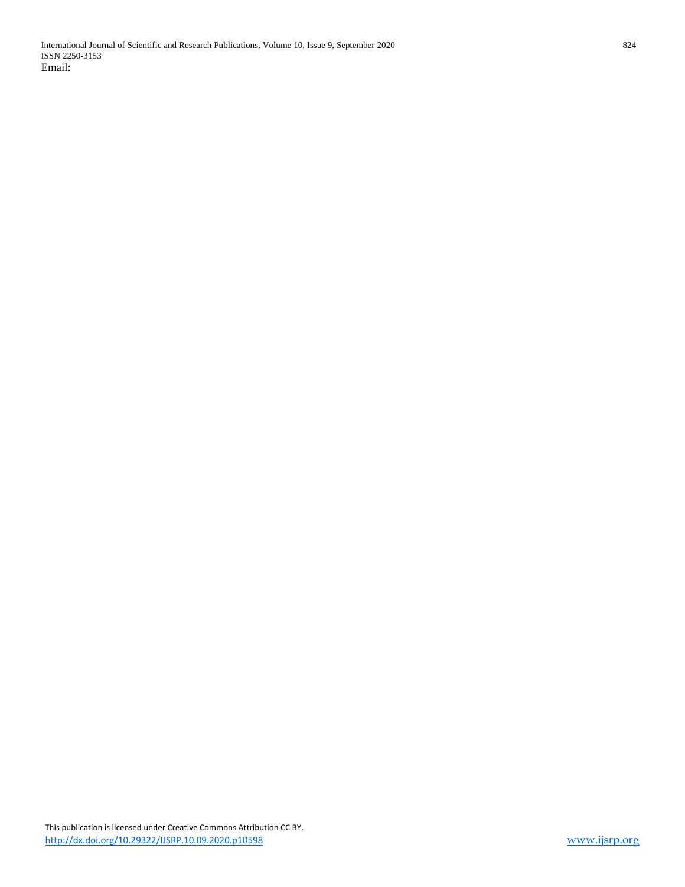Email: